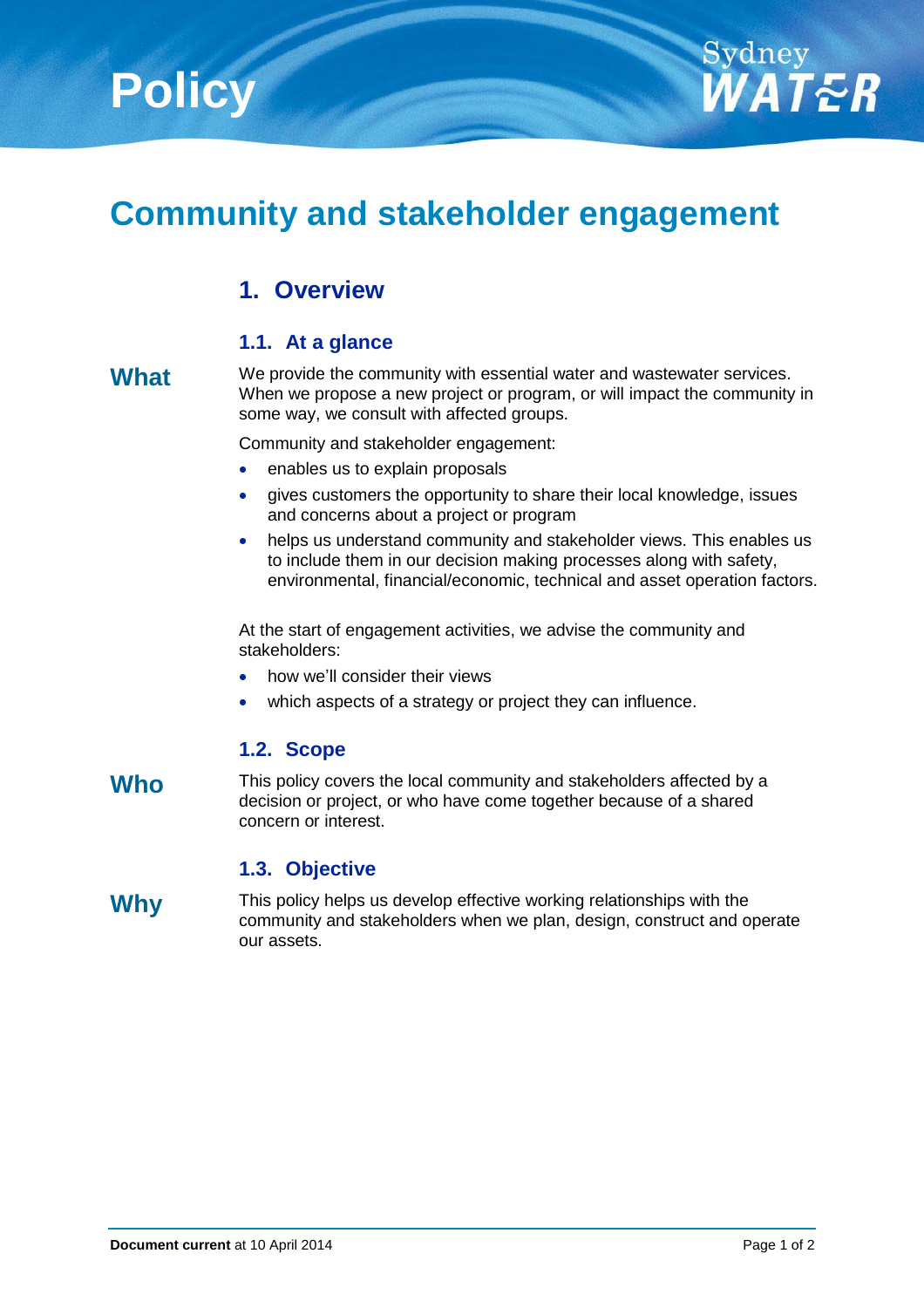# Policy

# Community and stakeholder engagement

## 1. Overview

### 1.1. At a glance

**What**

We provide the community with essential water and wastewater services. When we propose a new project or program, or will impact the community in some way, we consult with affected groups.

Community and stakeholder engagement:

- enables us to explain proposals
- gives customers the opportunity to share their local knowledge, issues and concerns about a project or program
- helps us understand community and stakeholder views. This enables us to include them in our decision making processes along with safety, environmental, financial/economic, technical and asset operation factors.

At the start of engagement activities, we advise the community and stakeholders:

- how we'll consider their views
- which aspects of a strategy or project they can influence.

### 1.2. Scope

**Who**

This policy covers the local community and stakeholders affected by a decision or project, or who have come together because of a shared concern or interest.

### 1.3. Objective

**Why**

This policy helps us develop effective working relationships with the community and stakeholders when we plan, design, construct and operate our assets.

**Document current** at 10 April 2014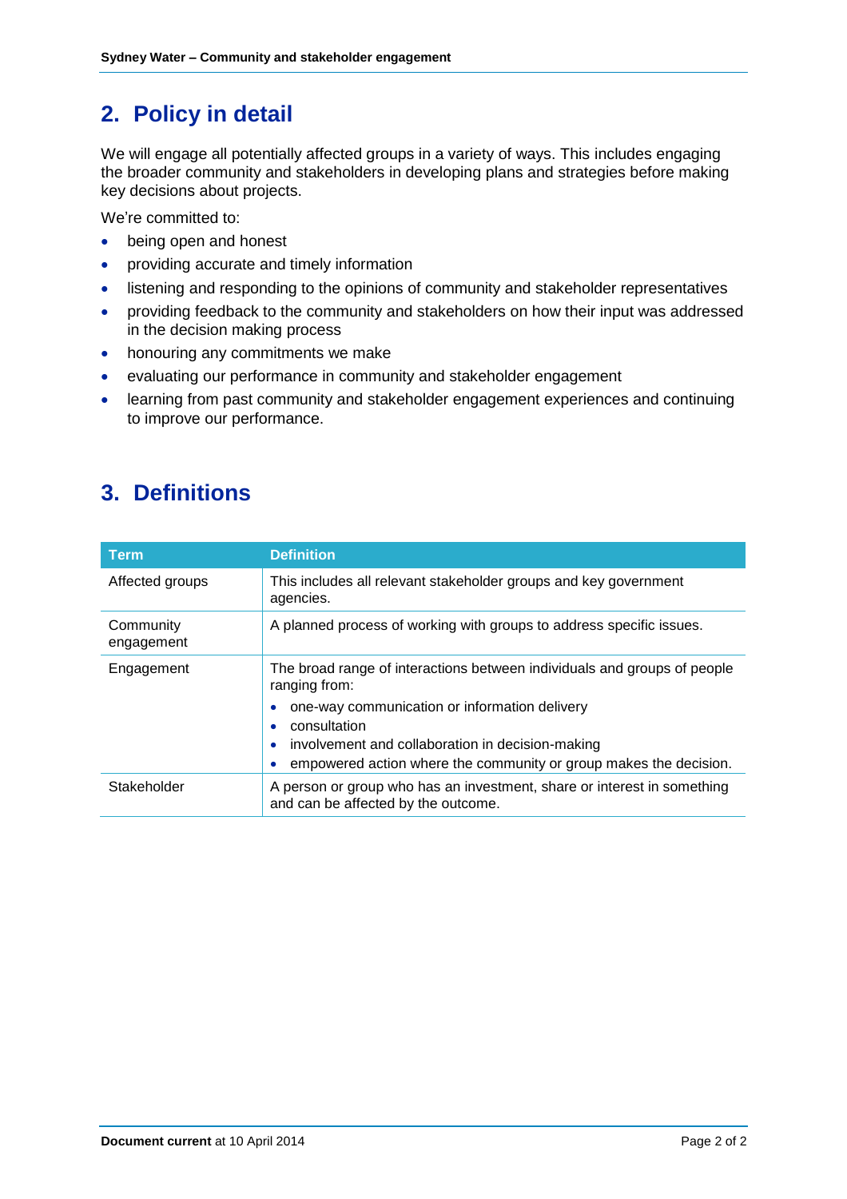## 2. Policy in detail

We will engage all potentially affected groups in a variety of ways. This includes engaging the broader community and stakeholders in developing plans and strategies before making key decisions about projects.

We're committed to:

- being open and honest
- providing accurate and timely information
- listening and responding to the opinions of community and stakeholder representatives
- providing feedback to the community and stakeholders on how their input was addressed in the decision making process
- honouring any commitments we make
- evaluating our performance in community and stakeholder engagement
- learning from past community and stakeholder engagement experiences and continuing to improve our performance.

## 3. Definitions

| Term | Definition |
| --- | --- |
| Affected groups | This includes all relevant stakeholder groups and key government agencies. |
| Community engagement | A planned process of working with groups to address specific issues. |
| Engagement | The broad range of interactions between individuals and groups of people ranging from:<br>• one-way communication or information delivery<br>• consultation<br>• involvement and collaboration in decision-making<br>• empowered action where the community or group makes the decision. |
| Stakeholder | A person or group who has an investment, share or interest in something and can be affected by the outcome. |

**Document current** at 10 April 2014